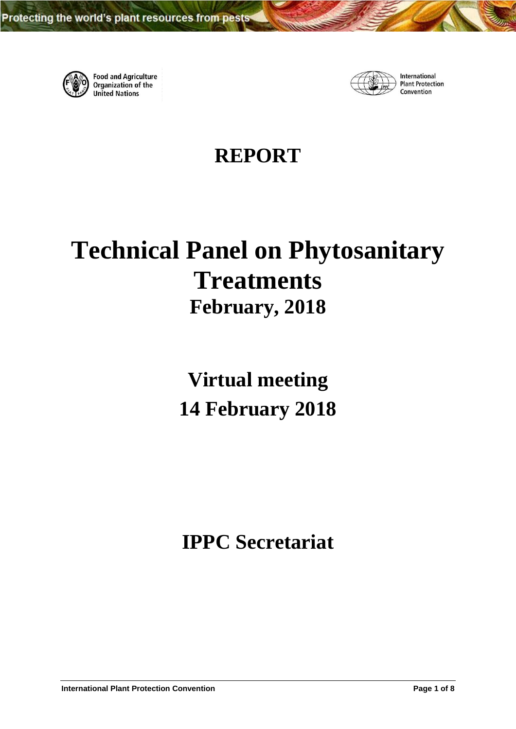Protecting the world's plant resources from pests

Food and Agriculture Organization of the United Nations

International Plant Protection Convention

# REPORT

# Technical Panel on Phytosanitary Treatments

## February, 2018

## Virtual meeting

## 14 February 2018

## IPPC Secretariat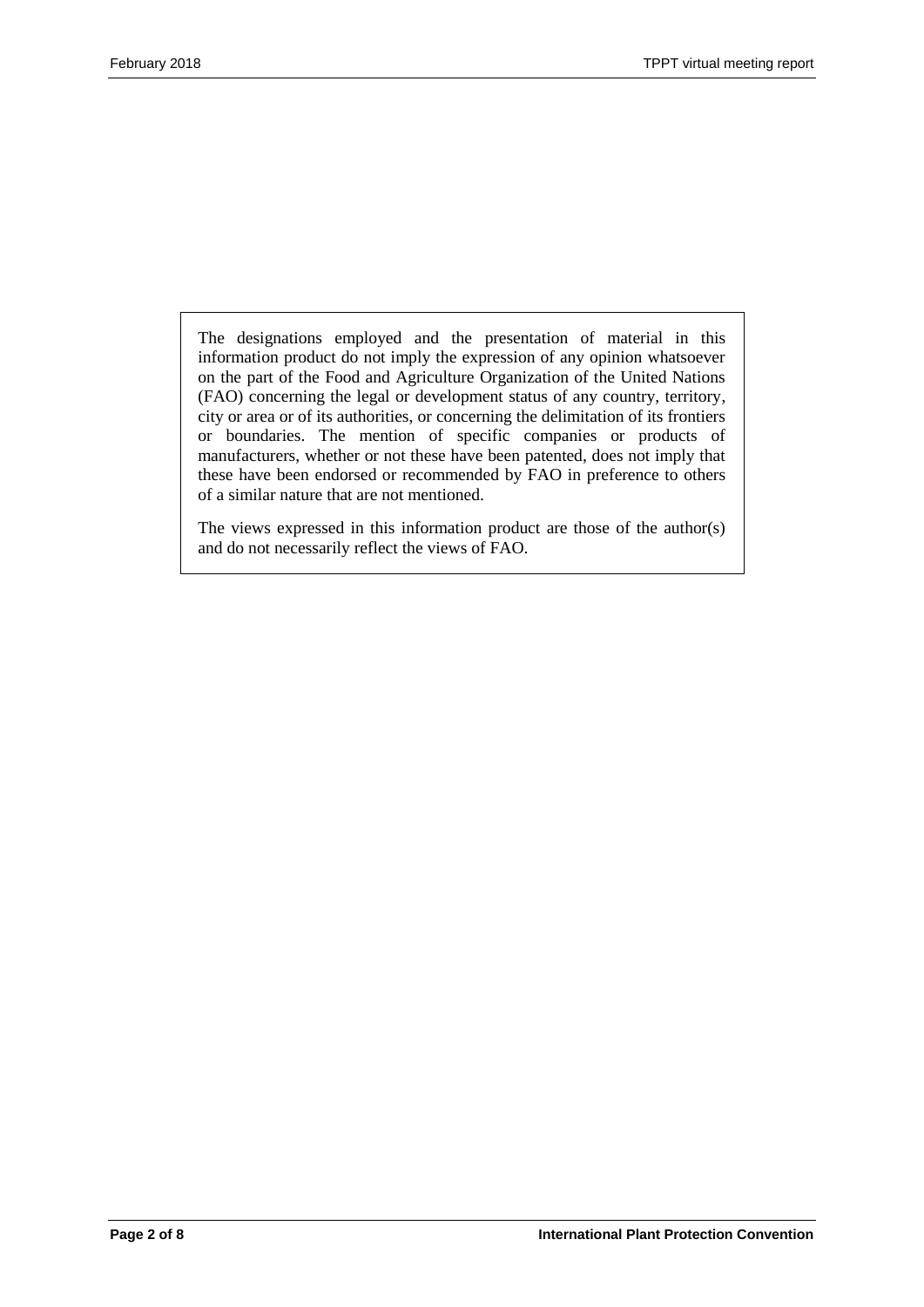The designations employed and the presentation of material in this information product do not imply the expression of any opinion whatsoever on the part of the Food and Agriculture Organization of the United Nations (FAO) concerning the legal or development status of any country, territory, city or area or of its authorities, or concerning the delimitation of its frontiers or boundaries. The mention of specific companies or products of manufacturers, whether or not these have been patented, does not imply that these have been endorsed or recommended by FAO in preference to others of a similar nature that are not mentioned.

The views expressed in this information product are those of the author(s) and do not necessarily reflect the views of FAO.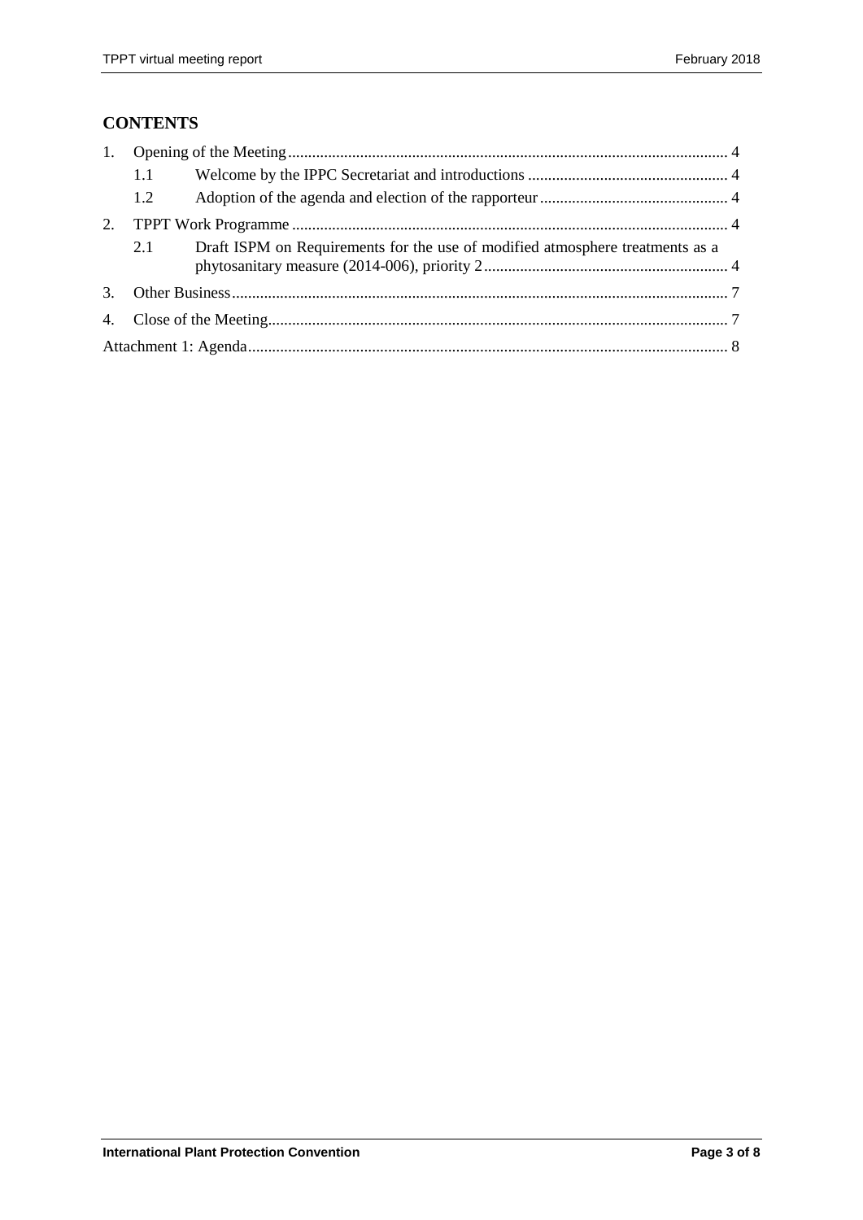## CONTENTS

1. Opening of the Meeting ........................................................................................................... 4
   - 1.1 Welcome by the IPPC Secretariat and introductions ................................................. 4
   - 1.2 Adoption of the agenda and election of the rapporteur .............................................. 4
2. TPPT Work Programme .......................................................................................................... 4
   - 2.1 Draft ISPM on Requirements for the use of modified atmosphere treatments as a phytosanitary measure (2014-006), priority 2 ............................................................ 4
3. Other Business .......................................................................................................................... 7
4. Close of the Meeting ................................................................................................................. 7

Attachment 1: Agenda ...................................................................................................................... 8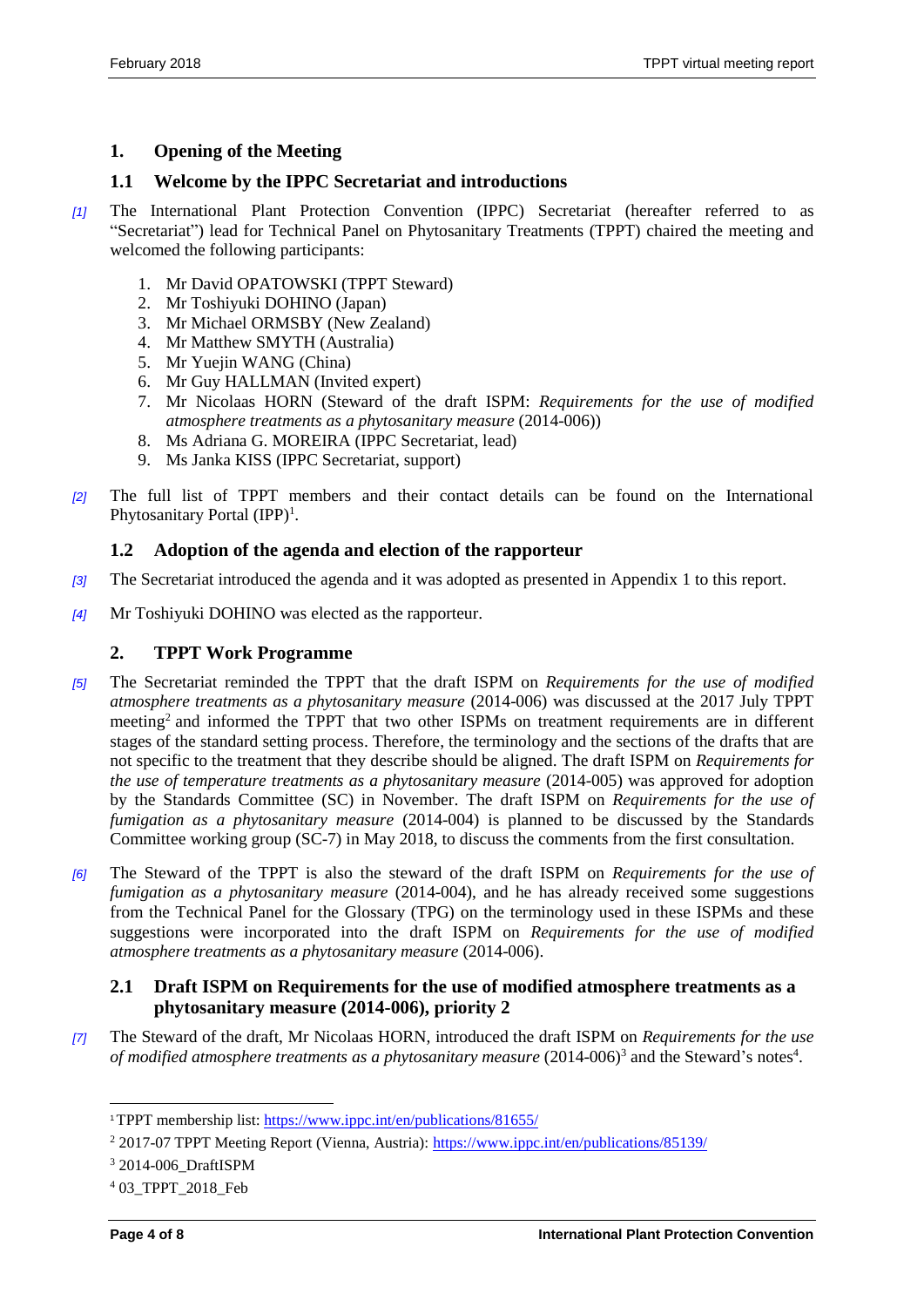## 1. Opening of the Meeting

### 1.1 Welcome by the IPPC Secretariat and introductions

[1] The International Plant Protection Convention (IPPC) Secretariat (hereafter referred to as "Secretariat") lead for Technical Panel on Phytosanitary Treatments (TPPT) chaired the meeting and welcomed the following participants:

1. Mr David OPATOWSKI (TPPT Steward)
2. Mr Toshiyuki DOHINO (Japan)
3. Mr Michael ORMSBY (New Zealand)
4. Mr Matthew SMYTH (Australia)
5. Mr Yuejin WANG (China)
6. Mr Guy HALLMAN (Invited expert)
7. Mr Nicolaas HORN (Steward of the draft ISPM: *Requirements for the use of modified atmosphere treatments as a phytosanitary measure* (2014-006))
8. Ms Adriana G. MOREIRA (IPPC Secretariat, lead)
9. Ms Janka KISS (IPPC Secretariat, support)

[2] The full list of TPPT members and their contact details can be found on the International Phytosanitary Portal (IPP)[1].

### 1.2 Adoption of the agenda and election of the rapporteur

[3] The Secretariat introduced the agenda and it was adopted as presented in Appendix 1 to this report.

[4] Mr Toshiyuki DOHINO was elected as the rapporteur.

## 2. TPPT Work Programme

[5] The Secretariat reminded the TPPT that the draft ISPM on *Requirements for the use of modified atmosphere treatments as a phytosanitary measure* (2014-006) was discussed at the 2017 July TPPT meeting[2] and informed the TPPT that two other ISPMs on treatment requirements are in different stages of the standard setting process. Therefore, the terminology and the sections of the drafts that are not specific to the treatment that they describe should be aligned. The draft ISPM on *Requirements for the use of temperature treatments as a phytosanitary measure* (2014-005) was approved for adoption by the Standards Committee (SC) in November. The draft ISPM on *Requirements for the use of fumigation as a phytosanitary measure* (2014-004) is planned to be discussed by the Standards Committee working group (SC-7) in May 2018, to discuss the comments from the first consultation.

[6] The Steward of the TPPT is also the steward of the draft ISPM on *Requirements for the use of fumigation as a phytosanitary measure* (2014-004), and he has already received some suggestions from the Technical Panel for the Glossary (TPG) on the terminology used in these ISPMs and these suggestions were incorporated into the draft ISPM on *Requirements for the use of modified atmosphere treatments as a phytosanitary measure* (2014-006).

### 2.1 Draft ISPM on Requirements for the use of modified atmosphere treatments as a phytosanitary measure (2014-006), priority 2

[7] The Steward of the draft, Mr Nicolaas HORN, introduced the draft ISPM on *Requirements for the use of modified atmosphere treatments as a phytosanitary measure* (2014-006)[3] and the Steward's notes[4].

---

[1] TPPT membership list: https://www.ippc.int/en/publications/81655/

[2] 2017-07 TPPT Meeting Report (Vienna, Austria): https://www.ippc.int/en/publications/85139/

[3] 2014-006_DraftISPM

[4] 03_TPPT_2018_Feb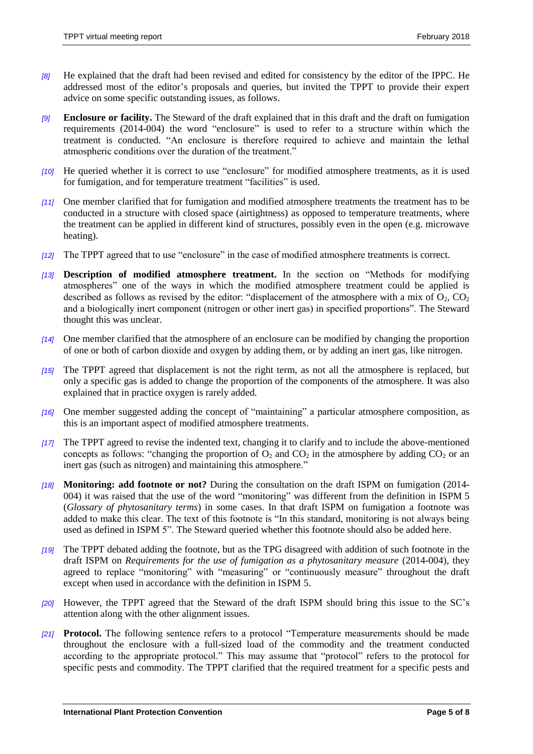*[8]* He explained that the draft had been revised and edited for consistency by the editor of the IPPC. He addressed most of the editor's proposals and queries, but invited the TPPT to provide their expert advice on some specific outstanding issues, as follows.

*[9]* **Enclosure or facility.** The Steward of the draft explained that in this draft and the draft on fumigation requirements (2014-004) the word "enclosure" is used to refer to a structure within which the treatment is conducted. "An enclosure is therefore required to achieve and maintain the lethal atmospheric conditions over the duration of the treatment."

*[10]* He queried whether it is correct to use "enclosure" for modified atmosphere treatments, as it is used for fumigation, and for temperature treatment "facilities" is used.

*[11]* One member clarified that for fumigation and modified atmosphere treatments the treatment has to be conducted in a structure with closed space (airtightness) as opposed to temperature treatments, where the treatment can be applied in different kind of structures, possibly even in the open (e.g. microwave heating).

*[12]* The TPPT agreed that to use "enclosure" in the case of modified atmosphere treatments is correct.

*[13]* **Description of modified atmosphere treatment.** In the section on "Methods for modifying atmospheres" one of the ways in which the modified atmosphere treatment could be applied is described as follows as revised by the editor: "displacement of the atmosphere with a mix of $O_2$, $CO_2$ and a biologically inert component (nitrogen or other inert gas) in specified proportions". The Steward thought this was unclear.

*[14]* One member clarified that the atmosphere of an enclosure can be modified by changing the proportion of one or both of carbon dioxide and oxygen by adding them, or by adding an inert gas, like nitrogen.

*[15]* The TPPT agreed that displacement is not the right term, as not all the atmosphere is replaced, but only a specific gas is added to change the proportion of the components of the atmosphere. It was also explained that in practice oxygen is rarely added.

*[16]* One member suggested adding the concept of "maintaining" a particular atmosphere composition, as this is an important aspect of modified atmosphere treatments.

*[17]* The TPPT agreed to revise the indented text, changing it to clarify and to include the above-mentioned concepts as follows: "changing the proportion of $O_2$ and $CO_2$ in the atmosphere by adding $CO_2$ or an inert gas (such as nitrogen) and maintaining this atmosphere."

*[18]* **Monitoring: add footnote or not?** During the consultation on the draft ISPM on fumigation (2014-004) it was raised that the use of the word "monitoring" was different from the definition in ISPM 5 (*Glossary of phytosanitary terms*) in some cases. In that draft ISPM on fumigation a footnote was added to make this clear. The text of this footnote is "In this standard, monitoring is not always being used as defined in ISPM 5". The Steward queried whether this footnote should also be added here.

*[19]* The TPPT debated adding the footnote, but as the TPG disagreed with addition of such footnote in the draft ISPM on *Requirements for the use of fumigation as a phytosanitary measure* (2014-004), they agreed to replace "monitoring" with "measuring" or "continuously measure" throughout the draft except when used in accordance with the definition in ISPM 5.

*[20]* However, the TPPT agreed that the Steward of the draft ISPM should bring this issue to the SC's attention along with the other alignment issues.

*[21]* **Protocol.** The following sentence refers to a protocol "Temperature measurements should be made throughout the enclosure with a full-sized load of the commodity and the treatment conducted according to the appropriate protocol." This may assume that "protocol" refers to the protocol for specific pests and commodity. The TPPT clarified that the required treatment for a specific pests and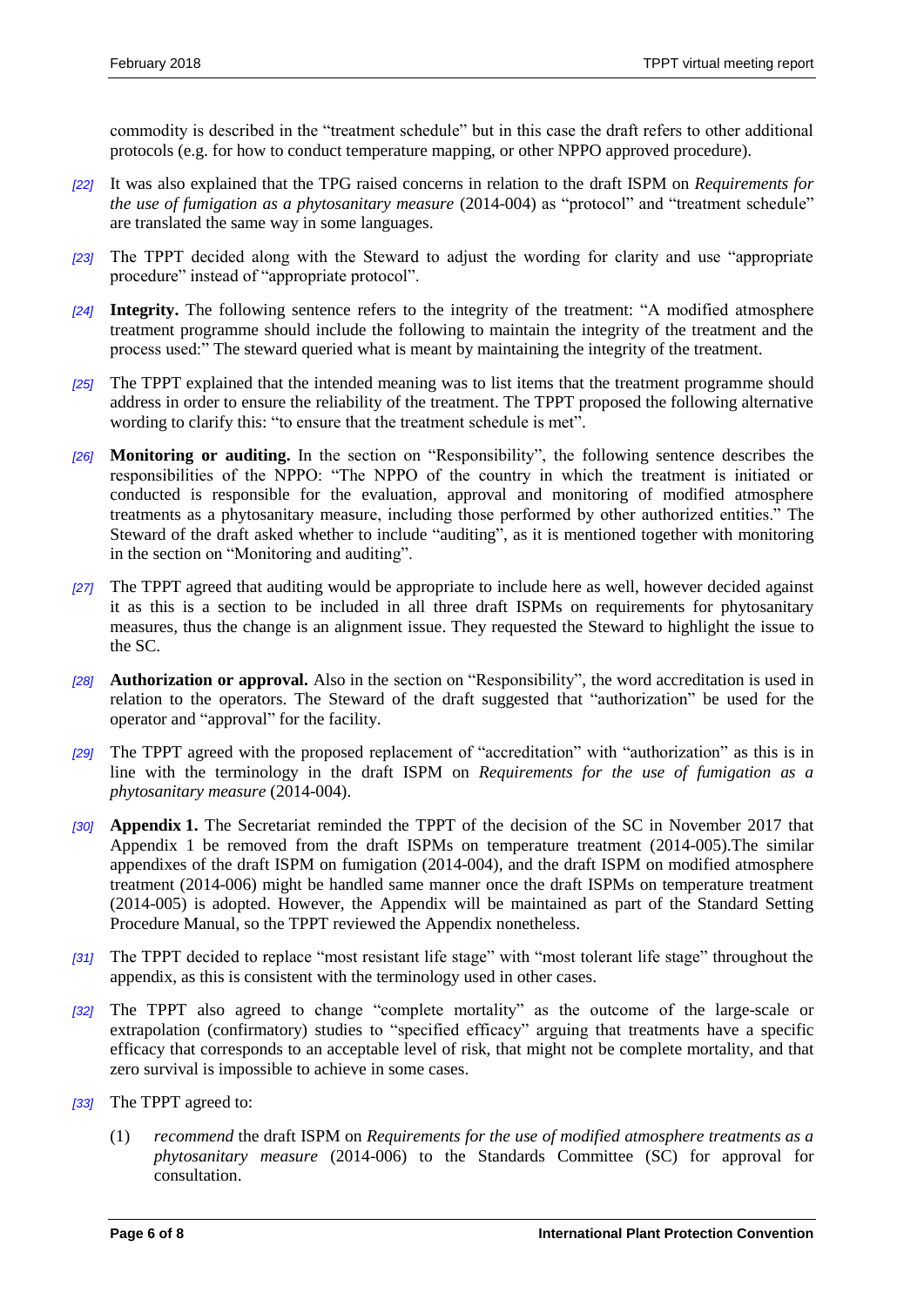commodity is described in the "treatment schedule" but in this case the draft refers to other additional protocols (e.g. for how to conduct temperature mapping, or other NPPO approved procedure).

*[22]* It was also explained that the TPG raised concerns in relation to the draft ISPM on *Requirements for the use of fumigation as a phytosanitary measure* (2014-004) as "protocol" and "treatment schedule" are translated the same way in some languages.

*[23]* The TPPT decided along with the Steward to adjust the wording for clarity and use "appropriate procedure" instead of "appropriate protocol".

*[24]* **Integrity.** The following sentence refers to the integrity of the treatment: "A modified atmosphere treatment programme should include the following to maintain the integrity of the treatment and the process used:" The steward queried what is meant by maintaining the integrity of the treatment.

*[25]* The TPPT explained that the intended meaning was to list items that the treatment programme should address in order to ensure the reliability of the treatment. The TPPT proposed the following alternative wording to clarify this: "to ensure that the treatment schedule is met".

*[26]* **Monitoring or auditing.** In the section on "Responsibility", the following sentence describes the responsibilities of the NPPO: "The NPPO of the country in which the treatment is initiated or conducted is responsible for the evaluation, approval and monitoring of modified atmosphere treatments as a phytosanitary measure, including those performed by other authorized entities." The Steward of the draft asked whether to include "auditing", as it is mentioned together with monitoring in the section on "Monitoring and auditing".

*[27]* The TPPT agreed that auditing would be appropriate to include here as well, however decided against it as this is a section to be included in all three draft ISPMs on requirements for phytosanitary measures, thus the change is an alignment issue. They requested the Steward to highlight the issue to the SC.

*[28]* **Authorization or approval.** Also in the section on "Responsibility", the word accreditation is used in relation to the operators. The Steward of the draft suggested that "authorization" be used for the operator and "approval" for the facility.

*[29]* The TPPT agreed with the proposed replacement of "accreditation" with "authorization" as this is in line with the terminology in the draft ISPM on *Requirements for the use of fumigation as a phytosanitary measure* (2014-004).

*[30]* **Appendix 1.** The Secretariat reminded the TPPT of the decision of the SC in November 2017 that Appendix 1 be removed from the draft ISPMs on temperature treatment (2014-005).The similar appendixes of the draft ISPM on fumigation (2014-004), and the draft ISPM on modified atmosphere treatment (2014-006) might be handled same manner once the draft ISPMs on temperature treatment (2014-005) is adopted. However, the Appendix will be maintained as part of the Standard Setting Procedure Manual, so the TPPT reviewed the Appendix nonetheless.

*[31]* The TPPT decided to replace "most resistant life stage" with "most tolerant life stage" throughout the appendix, as this is consistent with the terminology used in other cases.

*[32]* The TPPT also agreed to change "complete mortality" as the outcome of the large-scale or extrapolation (confirmatory) studies to "specified efficacy" arguing that treatments have a specific efficacy that corresponds to an acceptable level of risk, that might not be complete mortality, and that zero survival is impossible to achieve in some cases.

*[33]* The TPPT agreed to:

(1) *recommend* the draft ISPM on *Requirements for the use of modified atmosphere treatments as a phytosanitary measure* (2014-006) to the Standards Committee (SC) for approval for consultation.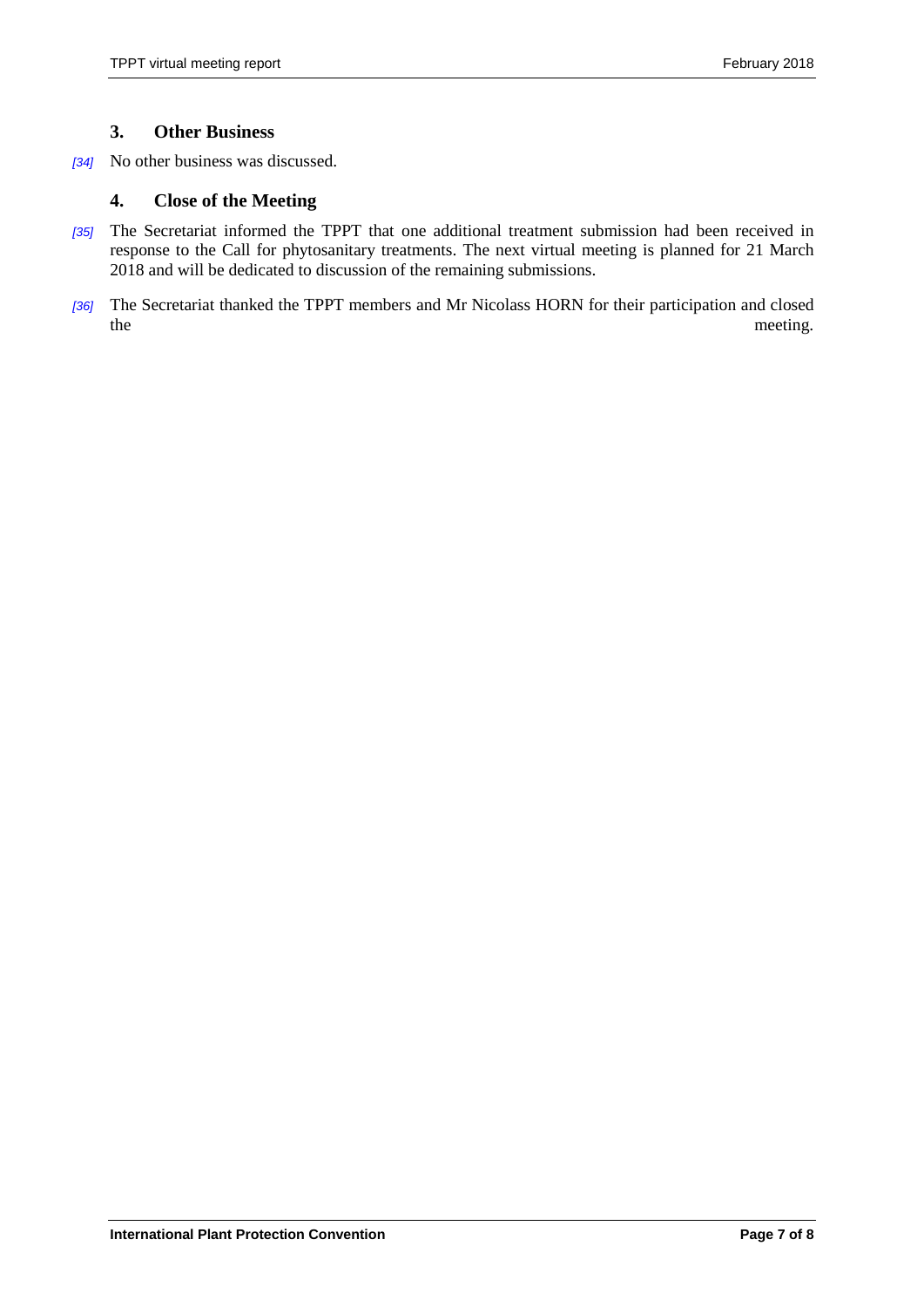## 3. Other Business

[34] No other business was discussed.

## 4. Close of the Meeting

[35] The Secretariat informed the TPPT that one additional treatment submission had been received in response to the Call for phytosanitary treatments. The next virtual meeting is planned for 21 March 2018 and will be dedicated to discussion of the remaining submissions.

[36] The Secretariat thanked the TPPT members and Mr Nicolass HORN for their participation and closed the meeting.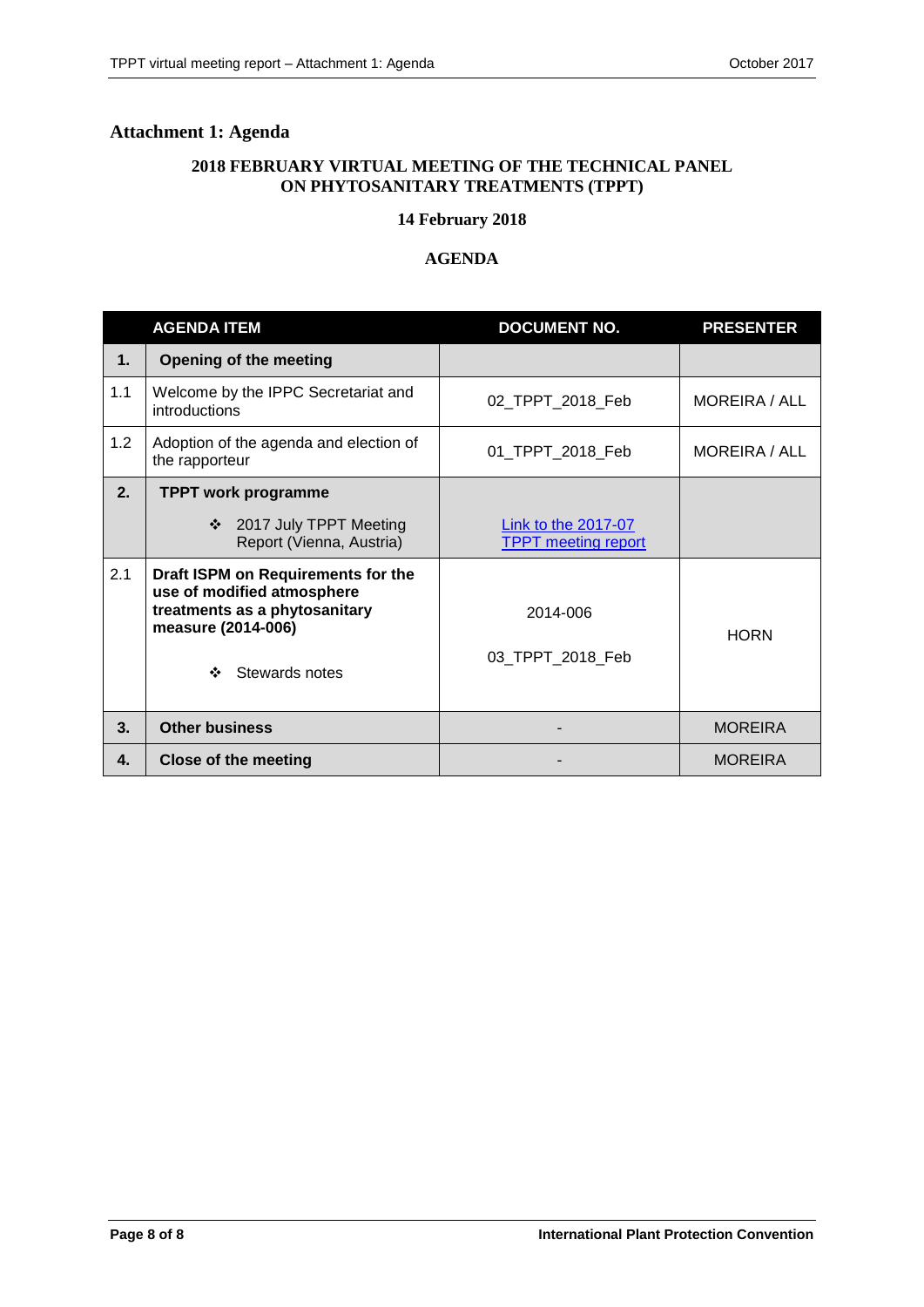## Attachment 1: Agenda

**2018 FEBRUARY VIRTUAL MEETING OF THE TECHNICAL PANEL ON PHYTOSANITARY TREATMENTS (TPPT)**

**14 February 2018**

**AGENDA**

| | AGENDA ITEM | DOCUMENT NO. | PRESENTER |
|---|---|---|---|
| **1.** | **Opening of the meeting** | | |
| 1.1 | Welcome by the IPPC Secretariat and introductions | 02_TPPT_2018_Feb | MOREIRA / ALL |
| 1.2 | Adoption of the agenda and election of the rapporteur | 01_TPPT_2018_Feb | MOREIRA / ALL |
| **2.** | **TPPT work programme**<br>❖ 2017 July TPPT Meeting Report (Vienna, Austria) | Link to the 2017-07 TPPT meeting report | |
| 2.1 | **Draft ISPM on Requirements for the use of modified atmosphere treatments as a phytosanitary measure (2014-006)**<br>❖ Stewards notes | 2014-006<br>03_TPPT_2018_Feb | HORN |
| **3.** | **Other business** | - | MOREIRA |
| **4.** | **Close of the meeting** | - | MOREIRA |